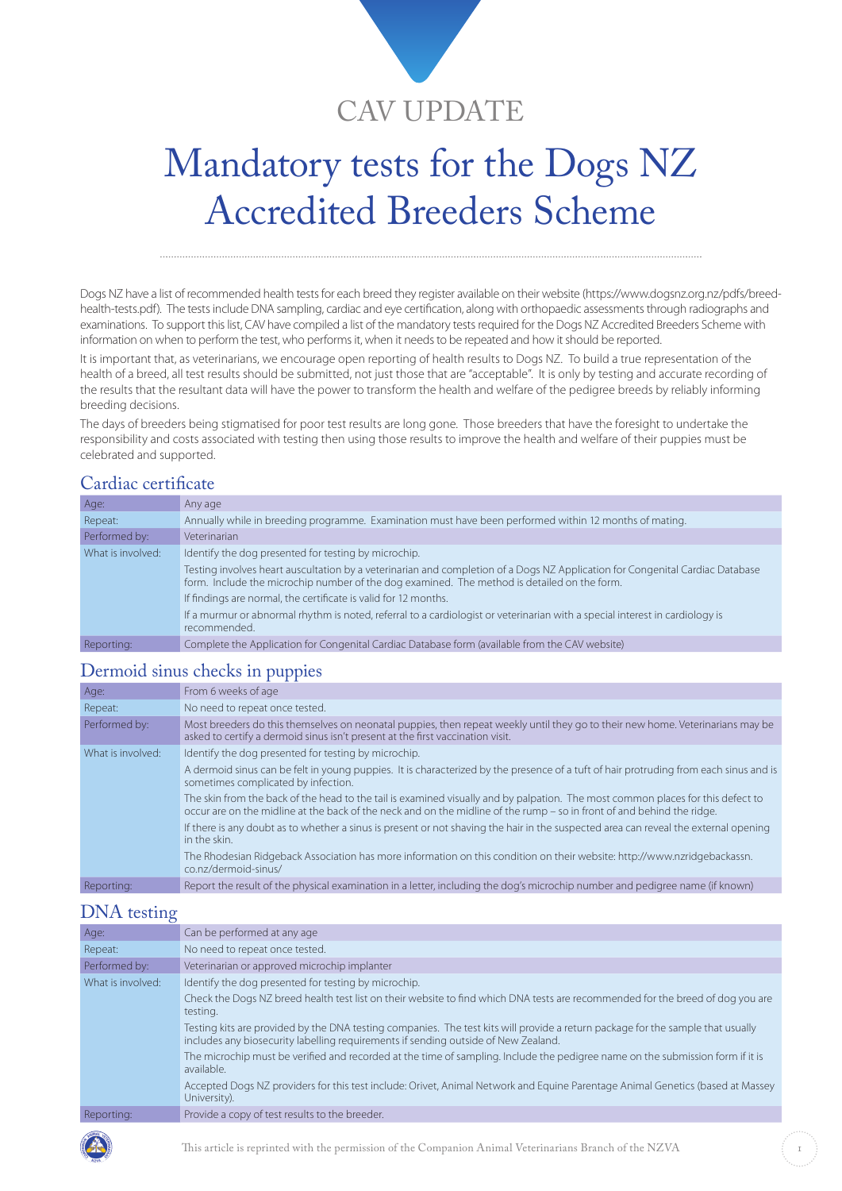CAV UPDATE

# Mandatory tests for the Dogs NZ Accredited Breeders Scheme

Dogs NZ have a list of recommended health tests for each breed they register available on their website (https://www.dogsnz.org.nz/pdfs/breed-health-tests.pdf). The tests include DNA sampling, cardiac and eye certification, along with orthopaedic assessments through radiographs and examinations. To support this list, CAV have compiled a list of the mandatory tests required for the Dogs NZ Accredited Breeders Scheme with information on when to perform the test, who performs it, when it needs to be repeated and how it should be reported.

It is important that, as veterinarians, we encourage open reporting of health results to Dogs NZ. To build a true representation of the health of a breed, all test results should be submitted, not just those that are "acceptable". It is only by testing and accurate recording of the results that the resultant data will have the power to transform the health and welfare of the pedigree breeds by reliably informing breeding decisions.

The days of breeders being stigmatised for poor test results are long gone. Those breeders that have the foresight to undertake the responsibility and costs associated with testing then using those results to improve the health and welfare of their puppies must be celebrated and supported.

## Cardiac certificate

| | |
|---|---|
| Age: | Any age |
| Repeat: | Annually while in breeding programme. Examination must have been performed within 12 months of mating. |
| Performed by: | Veterinarian |
| What is involved: | Identify the dog presented for testing by microchip.<br>Testing involves heart auscultation by a veterinarian and completion of a Dogs NZ Application for Congenital Cardiac Database form. Include the microchip number of the dog examined. The method is detailed on the form.<br>If findings are normal, the certificate is valid for 12 months.<br>If a murmur or abnormal rhythm is noted, referral to a cardiologist or veterinarian with a special interest in cardiology is recommended. |
| Reporting: | Complete the Application for Congenital Cardiac Database form (available from the CAV website) |

## Dermoid sinus checks in puppies

| | |
|---|---|
| Age: | From 6 weeks of age |
| Repeat: | No need to repeat once tested. |
| Performed by: | Most breeders do this themselves on neonatal puppies, then repeat weekly until they go to their new home. Veterinarians may be asked to certify a dermoid sinus isn't present at the first vaccination visit. |
| What is involved: | Identify the dog presented for testing by microchip.<br>A dermoid sinus can be felt in young puppies. It is characterized by the presence of a tuft of hair protruding from each sinus and is sometimes complicated by infection.<br>The skin from the back of the head to the tail is examined visually and by palpation. The most common places for this defect to occur are on the midline at the back of the neck and on the midline of the rump – so in front of and behind the ridge.<br>If there is any doubt as to whether a sinus is present or not shaving the hair in the suspected area can reveal the external opening in the skin.<br>The Rhodesian Ridgeback Association has more information on this condition on their website: http://www.nzridgebackassn.co.nz/dermoid-sinus/ |
| Reporting: | Report the result of the physical examination in a letter, including the dog's microchip number and pedigree name (if known) |

## DNA testing

| | |
|---|---|
| Age: | Can be performed at any age |
| Repeat: | No need to repeat once tested. |
| Performed by: | Veterinarian or approved microchip implanter |
| What is involved: | Identify the dog presented for testing by microchip.<br>Check the Dogs NZ breed health test list on their website to find which DNA tests are recommended for the breed of dog you are testing.<br>Testing kits are provided by the DNA testing companies. The test kits will provide a return package for the sample that usually includes any biosecurity labelling requirements if sending outside of New Zealand.<br>The microchip must be verified and recorded at the time of sampling. Include the pedigree name on the submission form if it is available.<br>Accepted Dogs NZ providers for this test include: Orivet, Animal Network and Equine Parentage Animal Genetics (based at Massey University). |
| Reporting: | Provide a copy of test results to the breeder. |

This article is reprinted with the permission of the Companion Animal Veterinarians Branch of the NZVA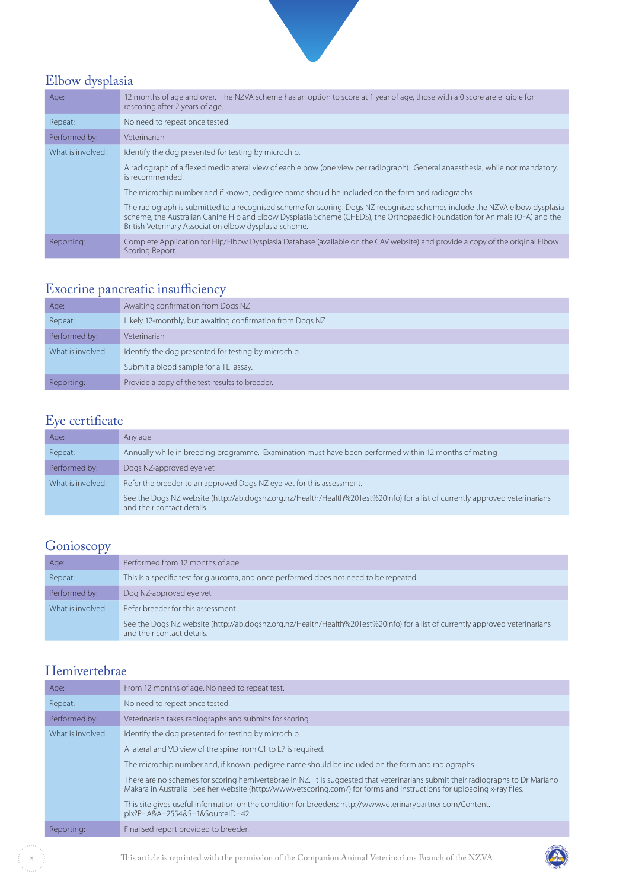## Elbow dysplasia

| | |
|---|---|
| Age: | 12 months of age and over. The NZVA scheme has an option to score at 1 year of age, those with a 0 score are eligible for rescoring after 2 years of age. |
| Repeat: | No need to repeat once tested. |
| Performed by: | Veterinarian |
| What is involved: | Identify the dog presented for testing by microchip. |
| | A radiograph of a flexed mediolateral view of each elbow (one view per radiograph). General anaesthesia, while not mandatory, is recommended. |
| | The microchip number and if known, pedigree name should be included on the form and radiographs |
| | The radiograph is submitted to a recognised scheme for scoring. Dogs NZ recognised schemes include the NZVA elbow dysplasia scheme, the Australian Canine Hip and Elbow Dysplasia Scheme (CHEDS), the Orthopaedic Foundation for Animals (OFA) and the British Veterinary Association elbow dysplasia scheme. |
| Reporting: | Complete Application for Hip/Elbow Dysplasia Database (available on the CAV website) and provide a copy of the original Elbow Scoring Report. |

## Exocrine pancreatic insufficiency

| | |
|---|---|
| Age: | Awaiting confirmation from Dogs NZ |
| Repeat: | Likely 12-monthly, but awaiting confirmation from Dogs NZ |
| Performed by: | Veterinarian |
| What is involved: | Identify the dog presented for testing by microchip. |
| | Submit a blood sample for a TLI assay. |
| Reporting: | Provide a copy of the test results to breeder. |

## Eye certificate

| | |
|---|---|
| Age: | Any age |
| Repeat: | Annually while in breeding programme. Examination must have been performed within 12 months of mating |
| Performed by: | Dogs NZ-approved eye vet |
| What is involved: | Refer the breeder to an approved Dogs NZ eye vet for this assessment. |
| | See the Dogs NZ website (http://ab.dogsnz.org.nz/Health/Health%20Test%20Info) for a list of currently approved veterinarians and their contact details. |

## Gonioscopy

| | |
|---|---|
| Age: | Performed from 12 months of age. |
| Repeat: | This is a specific test for glaucoma, and once performed does not need to be repeated. |
| Performed by: | Dog NZ-approved eye vet |
| What is involved: | Refer breeder for this assessment. |
| | See the Dogs NZ website (http://ab.dogsnz.org.nz/Health/Health%20Test%20Info) for a list of currently approved veterinarians and their contact details. |

## Hemivertebrae

| | |
|---|---|
| Age: | From 12 months of age. No need to repeat test. |
| Repeat: | No need to repeat once tested. |
| Performed by: | Veterinarian takes radiographs and submits for scoring |
| What is involved: | Identify the dog presented for testing by microchip. |
| | A lateral and VD view of the spine from C1 to L7 is required. |
| | The microchip number and, if known, pedigree name should be included on the form and radiographs. |
| | There are no schemes for scoring hemivertebrae in NZ. It is suggested that veterinarians submit their radiographs to Dr Mariano Makara in Australia. See her website (http://www.vetscoring.com/) for forms and instructions for uploading x-ray files. |
| | This site gives useful information on the condition for breeders: http://www.veterinarypartner.com/Content.plx?P=A&A=2554&S=1&SourceID=42 |
| Reporting: | Finalised report provided to breeder. |

This article is reprinted with the permission of the Companion Animal Veterinarians Branch of the NZVA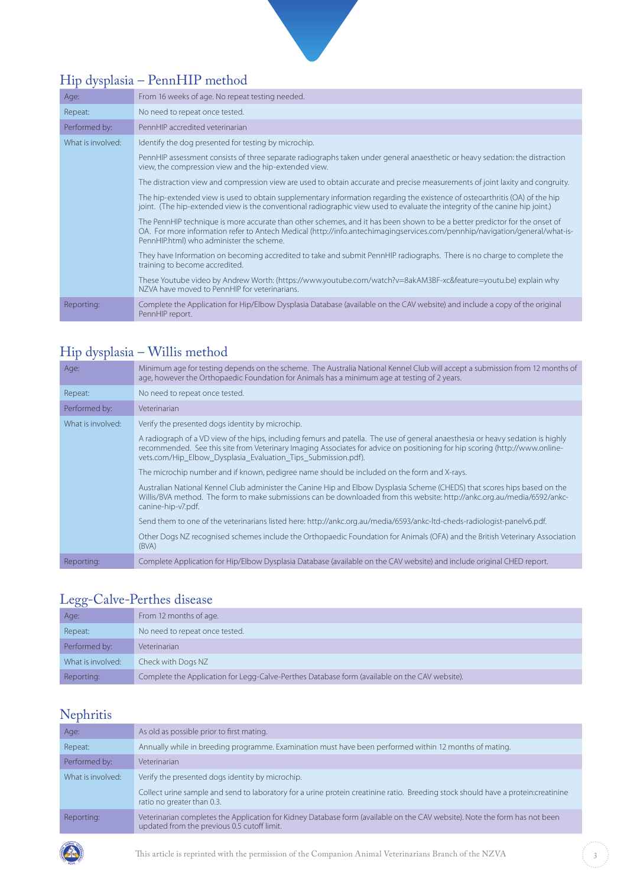## Hip dysplasia – PennHIP method

| | |
|---|---|
| Age: | From 16 weeks of age. No repeat testing needed. |
| Repeat: | No need to repeat once tested. |
| Performed by: | PennHIP accredited veterinarian |
| What is involved: | Identify the dog presented for testing by microchip.<br><br>PennHIP assessment consists of three separate radiographs taken under general anaesthetic or heavy sedation: the distraction view, the compression view and the hip-extended view.<br><br>The distraction view and compression view are used to obtain accurate and precise measurements of joint laxity and congruity.<br><br>The hip-extended view is used to obtain supplementary information regarding the existence of osteoarthritis (OA) of the hip joint. (The hip-extended view is the conventional radiographic view used to evaluate the integrity of the canine hip joint.)<br><br>The PennHIP technique is more accurate than other schemes, and it has been shown to be a better predictor for the onset of OA. For more information refer to Antech Medical (http://info.antechimagingservices.com/pennhip/navigation/general/what-is-PennHIP.html) who administer the scheme.<br><br>They have Information on becoming accredited to take and submit PennHIP radiographs. There is no charge to complete the training to become accredited.<br><br>These Youtube video by Andrew Worth: (https://www.youtube.com/watch?v=8akAM3BF-xc&feature=youtu.be) explain why NZVA have moved to PennHIP for veterinarians. |
| Reporting: | Complete the Application for Hip/Elbow Dysplasia Database (available on the CAV website) and include a copy of the original PennHIP report. |

## Hip dysplasia – Willis method

| | |
|---|---|
| Age: | Minimum age for testing depends on the scheme. The Australia National Kennel Club will accept a submission from 12 months of age, however the Orthopaedic Foundation for Animals has a minimum age at testing of 2 years. |
| Repeat: | No need to repeat once tested. |
| Performed by: | Veterinarian |
| What is involved: | Verify the presented dogs identity by microchip.<br><br>A radiograph of a VD view of the hips, including femurs and patella. The use of general anaesthesia or heavy sedation is highly recommended. See this site from Veterinary Imaging Associates for advice on positioning for hip scoring (http://www.online-vets.com/Hip_Elbow_Dysplasia_Evaluation_Tips_Submission.pdf).<br><br>The microchip number and if known, pedigree name should be included on the form and X-rays.<br><br>Australian National Kennel Club administer the Canine Hip and Elbow Dysplasia Scheme (CHEDS) that scores hips based on the Willis/BVA method. The form to make submissions can be downloaded from this website: http://ankc.org.au/media/6592/ankc-canine-hip-v7.pdf.<br><br>Send them to one of the veterinarians listed here: http://ankc.org.au/media/6593/ankc-ltd-cheds-radiologist-panelv6.pdf.<br><br>Other Dogs NZ recognised schemes include the Orthopaedic Foundation for Animals (OFA) and the British Veterinary Association (BVA) |
| Reporting: | Complete Application for Hip/Elbow Dysplasia Database (available on the CAV website) and include original CHED report. |

## Legg-Calve-Perthes disease

| | |
|---|---|
| Age: | From 12 months of age. |
| Repeat: | No need to repeat once tested. |
| Performed by: | Veterinarian |
| What is involved: | Check with Dogs NZ |
| Reporting: | Complete the Application for Legg-Calve-Perthes Database form (available on the CAV website). |

## Nephritis

| | |
|---|---|
| Age: | As old as possible prior to first mating. |
| Repeat: | Annually while in breeding programme. Examination must have been performed within 12 months of mating. |
| Performed by: | Veterinarian |
| What is involved: | Verify the presented dogs identity by microchip.<br><br>Collect urine sample and send to laboratory for a urine protein creatinine ratio. Breeding stock should have a protein:creatinine ratio no greater than 0.3. |
| Reporting: | Veterinarian completes the Application for Kidney Database form (available on the CAV website). Note the form has not been updated from the previous 0.5 cutoff limit. |

This article is reprinted with the permission of the Companion Animal Veterinarians Branch of the NZVA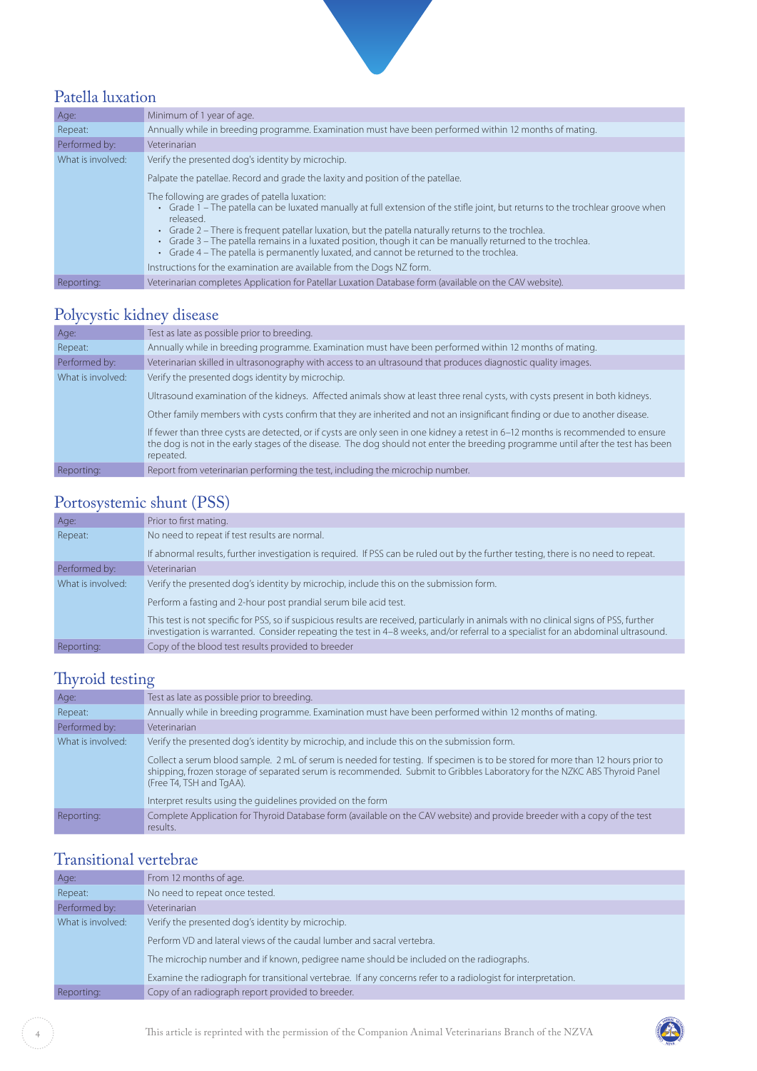## Patella luxation

| | |
|---|---|
| Age: | Minimum of 1 year of age. |
| Repeat: | Annually while in breeding programme. Examination must have been performed within 12 months of mating. |
| Performed by: | Veterinarian |
| What is involved: | Verify the presented dog's identity by microchip.<br><br>Palpate the patellae. Record and grade the laxity and position of the patellae.<br><br>The following are grades of patella luxation:<br>• Grade 1 – The patella can be luxated manually at full extension of the stifle joint, but returns to the trochlear groove when released.<br>• Grade 2 – There is frequent patellar luxation, but the patella naturally returns to the trochlea.<br>• Grade 3 – The patella remains in a luxated position, though it can be manually returned to the trochlea.<br>• Grade 4 – The patella is permanently luxated, and cannot be returned to the trochlea.<br><br>Instructions for the examination are available from the Dogs NZ form. |
| Reporting: | Veterinarian completes Application for Patellar Luxation Database form (available on the CAV website). |

## Polycystic kidney disease

| | |
|---|---|
| Age: | Test as late as possible prior to breeding. |
| Repeat: | Annually while in breeding programme. Examination must have been performed within 12 months of mating. |
| Performed by: | Veterinarian skilled in ultrasonography with access to an ultrasound that produces diagnostic quality images. |
| What is involved: | Verify the presented dogs identity by microchip.<br><br>Ultrasound examination of the kidneys. Affected animals show at least three renal cysts, with cysts present in both kidneys.<br><br>Other family members with cysts confirm that they are inherited and not an insignificant finding or due to another disease.<br><br>If fewer than three cysts are detected, or if cysts are only seen in one kidney a retest in 6–12 months is recommended to ensure the dog is not in the early stages of the disease. The dog should not enter the breeding programme until after the test has been repeated. |
| Reporting: | Report from veterinarian performing the test, including the microchip number. |

## Portosystemic shunt (PSS)

| | |
|---|---|
| Age: | Prior to first mating. |
| Repeat: | No need to repeat if test results are normal.<br><br>If abnormal results, further investigation is required. If PSS can be ruled out by the further testing, there is no need to repeat. |
| Performed by: | Veterinarian |
| What is involved: | Verify the presented dog's identity by microchip, include this on the submission form.<br><br>Perform a fasting and 2-hour post prandial serum bile acid test.<br><br>This test is not specific for PSS, so if suspicious results are received, particularly in animals with no clinical signs of PSS, further investigation is warranted. Consider repeating the test in 4–8 weeks, and/or referral to a specialist for an abdominal ultrasound. |
| Reporting: | Copy of the blood test results provided to breeder |

## Thyroid testing

| | |
|---|---|
| Age: | Test as late as possible prior to breeding. |
| Repeat: | Annually while in breeding programme. Examination must have been performed within 12 months of mating. |
| Performed by: | Veterinarian |
| What is involved: | Verify the presented dog's identity by microchip, and include this on the submission form.<br><br>Collect a serum blood sample. 2 mL of serum is needed for testing. If specimen is to be stored for more than 12 hours prior to shipping, frozen storage of separated serum is recommended. Submit to Gribbles Laboratory for the NZKC ABS Thyroid Panel (Free T4, TSH and TgAA).<br><br>Interpret results using the guidelines provided on the form |
| Reporting: | Complete Application for Thyroid Database form (available on the CAV website) and provide breeder with a copy of the test results. |

## Transitional vertebrae

| | |
|---|---|
| Age: | From 12 months of age. |
| Repeat: | No need to repeat once tested. |
| Performed by: | Veterinarian |
| What is involved: | Verify the presented dog's identity by microchip.<br><br>Perform VD and lateral views of the caudal lumber and sacral vertebra.<br><br>The microchip number and if known, pedigree name should be included on the radiographs.<br><br>Examine the radiograph for transitional vertebrae. If any concerns refer to a radiologist for interpretation. |
| Reporting: | Copy of an radiograph report provided to breeder. |

This article is reprinted with the permission of the Companion Animal Veterinarians Branch of the NZVA